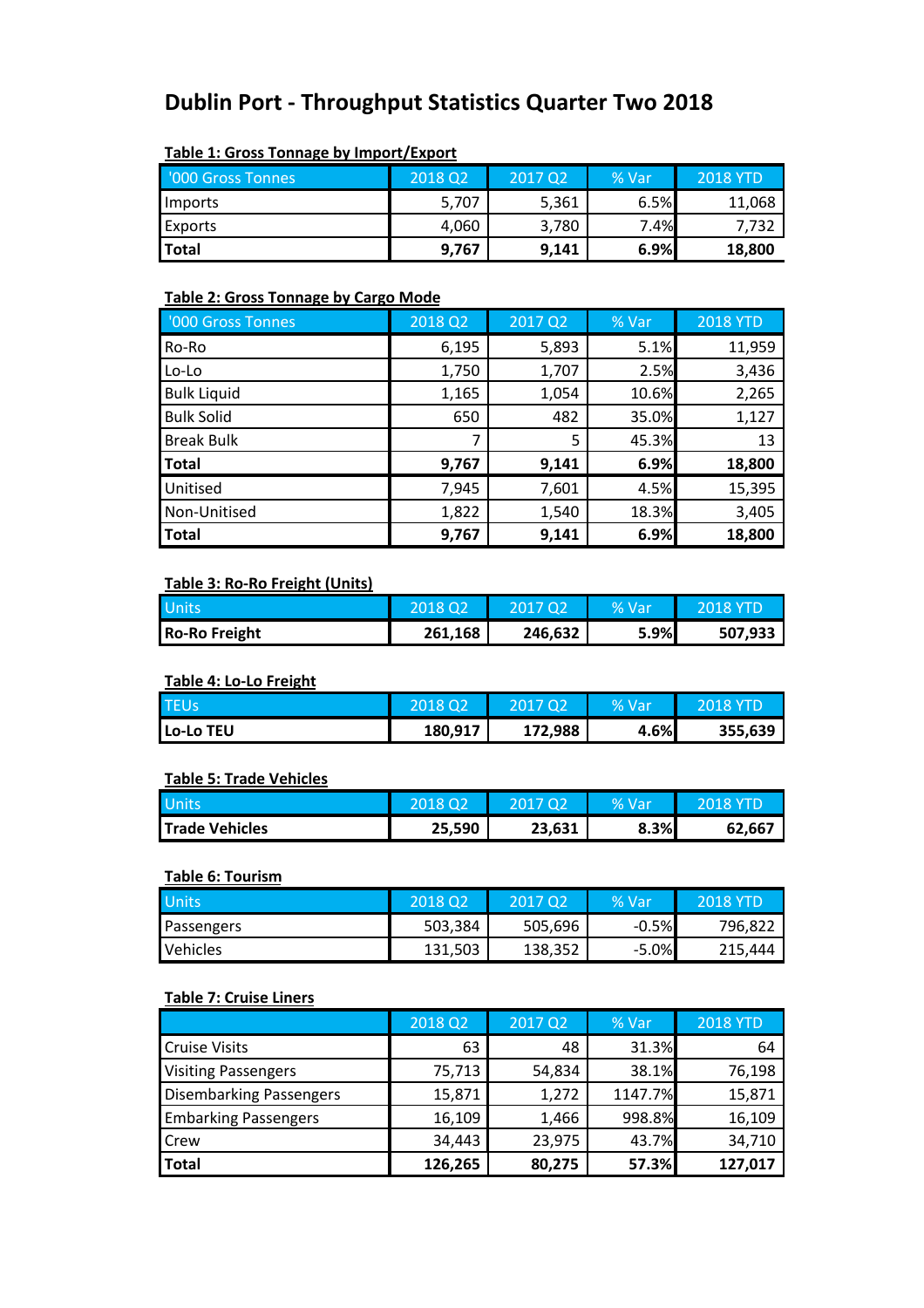# Dublin Port - Throughput Statistics Quarter Two 2018

**Table 1: Gross Tonnage by Import/Export**

| '000 Gross Tonnes | 2018 Q2 | 2017 Q2 | % Var | 2018 YTD |
|---|---|---|---|---|
| Imports | 5,707 | 5,361 | 6.5% | 11,068 |
| Exports | 4,060 | 3,780 | 7.4% | 7,732 |
| **Total** | **9,767** | **9,141** | **6.9%** | **18,800** |

**Table 2: Gross Tonnage by Cargo Mode**

| '000 Gross Tonnes | 2018 Q2 | 2017 Q2 | % Var | 2018 YTD |
|---|---|---|---|---|
| Ro-Ro | 6,195 | 5,893 | 5.1% | 11,959 |
| Lo-Lo | 1,750 | 1,707 | 2.5% | 3,436 |
| Bulk Liquid | 1,165 | 1,054 | 10.6% | 2,265 |
| Bulk Solid | 650 | 482 | 35.0% | 1,127 |
| Break Bulk | 7 | 5 | 45.3% | 13 |
| **Total** | **9,767** | **9,141** | **6.9%** | **18,800** |
| Unitised | 7,945 | 7,601 | 4.5% | 15,395 |
| Non-Unitised | 1,822 | 1,540 | 18.3% | 3,405 |
| **Total** | **9,767** | **9,141** | **6.9%** | **18,800** |

**Table 3: Ro-Ro Freight (Units)**

| Units | 2018 Q2 | 2017 Q2 | % Var | 2018 YTD |
|---|---|---|---|---|
| **Ro-Ro Freight** | **261,168** | **246,632** | **5.9%** | **507,933** |

**Table 4: Lo-Lo Freight**

| TEUs | 2018 Q2 | 2017 Q2 | % Var | 2018 YTD |
|---|---|---|---|---|
| **Lo-Lo TEU** | **180,917** | **172,988** | **4.6%** | **355,639** |

**Table 5: Trade Vehicles**

| Units | 2018 Q2 | 2017 Q2 | % Var | 2018 YTD |
|---|---|---|---|---|
| **Trade Vehicles** | **25,590** | **23,631** | **8.3%** | **62,667** |

**Table 6: Tourism**

| Units | 2018 Q2 | 2017 Q2 | % Var | 2018 YTD |
|---|---|---|---|---|
| Passengers | 503,384 | 505,696 | -0.5% | 796,822 |
| Vehicles | 131,503 | 138,352 | -5.0% | 215,444 |

**Table 7: Cruise Liners**

| | 2018 Q2 | 2017 Q2 | % Var | 2018 YTD |
|---|---|---|---|---|
| Cruise Visits | 63 | 48 | 31.3% | 64 |
| Visiting Passengers | 75,713 | 54,834 | 38.1% | 76,198 |
| Disembarking Passengers | 15,871 | 1,272 | 1147.7% | 15,871 |
| Embarking Passengers | 16,109 | 1,466 | 998.8% | 16,109 |
| Crew | 34,443 | 23,975 | 43.7% | 34,710 |
| **Total** | **126,265** | **80,275** | **57.3%** | **127,017** |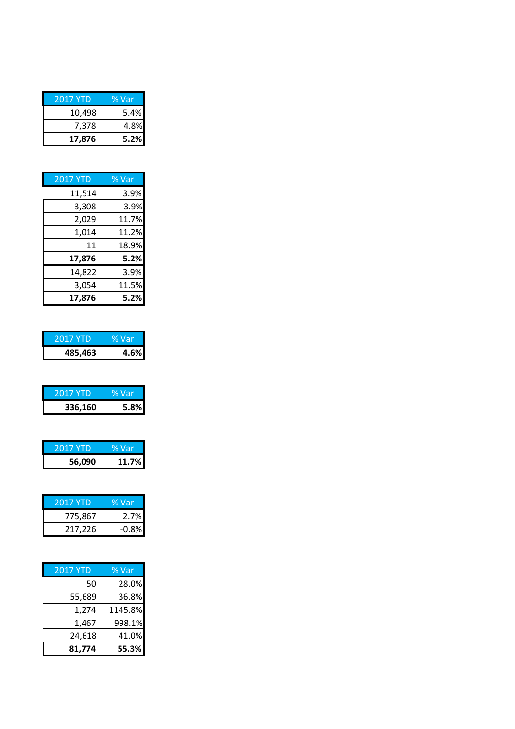| 2017 YTD | % Var |
|---|---|
| 10,498 | 5.4% |
| 7,378 | 4.8% |
| **17,876** | **5.2%** |

| 2017 YTD | % Var |
|---|---|
| 11,514 | 3.9% |
| 3,308 | 3.9% |
| 2,029 | 11.7% |
| 1,014 | 11.2% |
| 11 | 18.9% |
| **17,876** | **5.2%** |
| 14,822 | 3.9% |
| 3,054 | 11.5% |
| **17,876** | **5.2%** |

| 2017 YTD | % Var |
|---|---|
| **485,463** | **4.6%** |

| 2017 YTD | % Var |
|---|---|
| **336,160** | **5.8%** |

| 2017 YTD | % Var |
|---|---|
| **56,090** | **11.7%** |

| 2017 YTD | % Var |
|---|---|
| 775,867 | 2.7% |
| 217,226 | -0.8% |

| 2017 YTD | % Var |
|---|---|
| 50 | 28.0% |
| 55,689 | 36.8% |
| 1,274 | 1145.8% |
| 1,467 | 998.1% |
| 24,618 | 41.0% |
| **81,774** | **55.3%** |